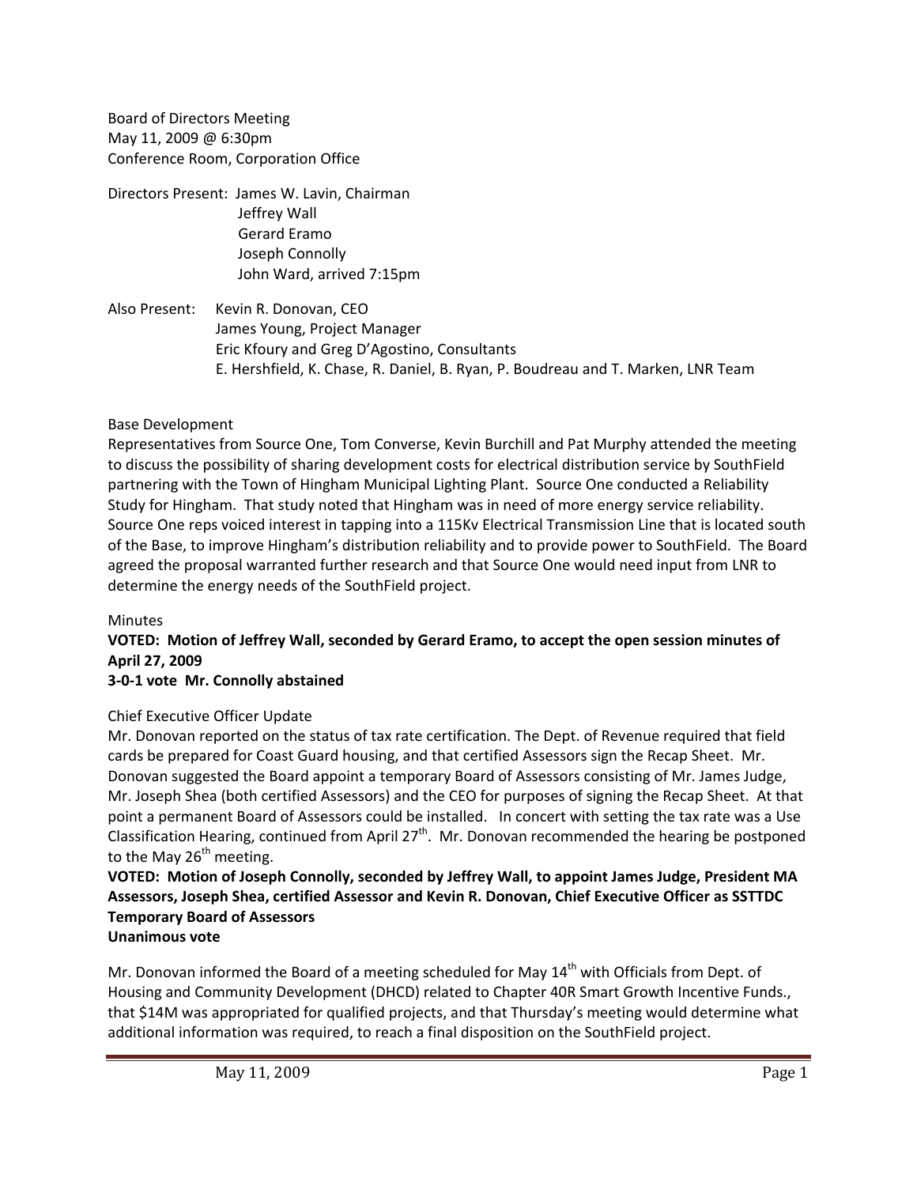Board of Directors Meeting
May 11, 2009 @ 6:30pm
Conference Room, Corporation Office

Directors Present: James W. Lavin, Chairman
Jeffrey Wall
Gerard Eramo
Joseph Connolly
John Ward, arrived 7:15pm

Also Present: Kevin R. Donovan, CEO
James Young, Project Manager
Eric Kfoury and Greg D'Agostino, Consultants
E. Hershfield, K. Chase, R. Daniel, B. Ryan, P. Boudreau and T. Marken, LNR Team

Base Development

Representatives from Source One, Tom Converse, Kevin Burchill and Pat Murphy attended the meeting to discuss the possibility of sharing development costs for electrical distribution service by SouthField partnering with the Town of Hingham Municipal Lighting Plant. Source One conducted a Reliability Study for Hingham. That study noted that Hingham was in need of more energy service reliability. Source One reps voiced interest in tapping into a 115Kv Electrical Transmission Line that is located south of the Base, to improve Hingham's distribution reliability and to provide power to SouthField. The Board agreed the proposal warranted further research and that Source One would need input from LNR to determine the energy needs of the SouthField project.

Minutes

**VOTED: Motion of Jeffrey Wall, seconded by Gerard Eramo, to accept the open session minutes of April 27, 2009**
**3-0-1 vote Mr. Connolly abstained**

Chief Executive Officer Update

Mr. Donovan reported on the status of tax rate certification. The Dept. of Revenue required that field cards be prepared for Coast Guard housing, and that certified Assessors sign the Recap Sheet. Mr. Donovan suggested the Board appoint a temporary Board of Assessors consisting of Mr. James Judge, Mr. Joseph Shea (both certified Assessors) and the CEO for purposes of signing the Recap Sheet. At that point a permanent Board of Assessors could be installed. In concert with setting the tax rate was a Use Classification Hearing, continued from April 27th. Mr. Donovan recommended the hearing be postponed to the May 26th meeting.

**VOTED: Motion of Joseph Connolly, seconded by Jeffrey Wall, to appoint James Judge, President MA Assessors, Joseph Shea, certified Assessor and Kevin R. Donovan, Chief Executive Officer as SSTTDC Temporary Board of Assessors**
**Unanimous vote**

Mr. Donovan informed the Board of a meeting scheduled for May 14th with Officials from Dept. of Housing and Community Development (DHCD) related to Chapter 40R Smart Growth Incentive Funds., that $14M was appropriated for qualified projects, and that Thursday's meeting would determine what additional information was required, to reach a final disposition on the SouthField project.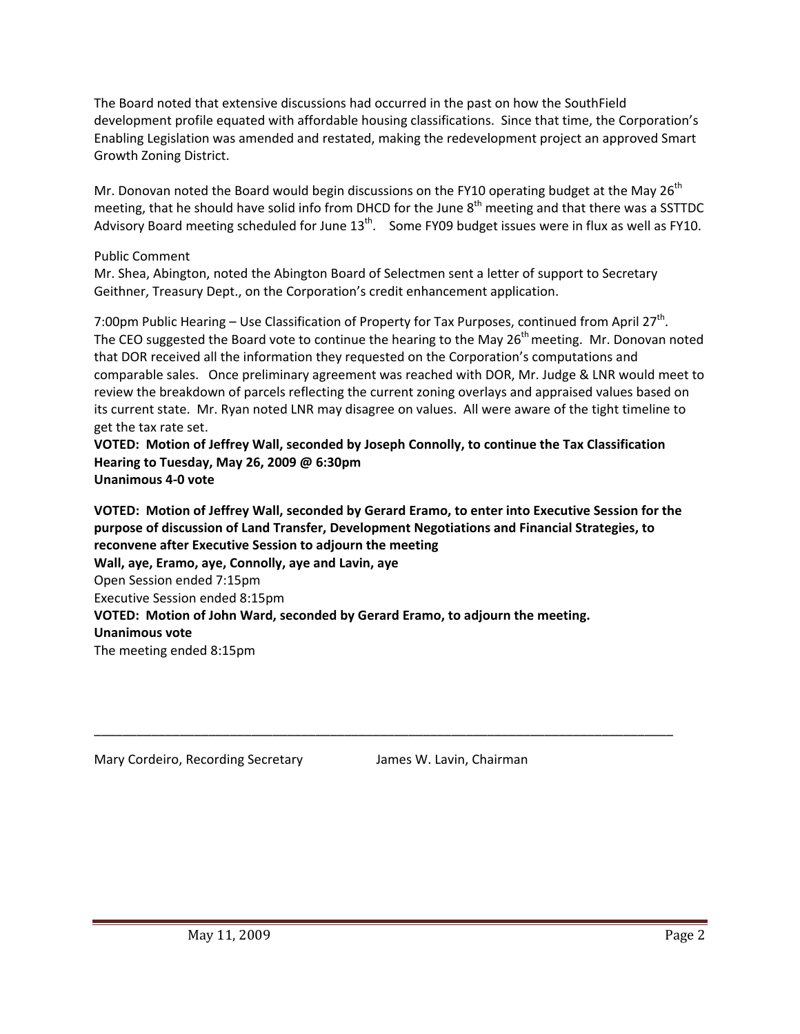The Board noted that extensive discussions had occurred in the past on how the SouthField development profile equated with affordable housing classifications. Since that time, the Corporation's Enabling Legislation was amended and restated, making the redevelopment project an approved Smart Growth Zoning District.

Mr. Donovan noted the Board would begin discussions on the FY10 operating budget at the May 26th meeting, that he should have solid info from DHCD for the June 8th meeting and that there was a SSTTDC Advisory Board meeting scheduled for June 13th. Some FY09 budget issues were in flux as well as FY10.

Public Comment
Mr. Shea, Abington, noted the Abington Board of Selectmen sent a letter of support to Secretary Geithner, Treasury Dept., on the Corporation's credit enhancement application.

7:00pm Public Hearing – Use Classification of Property for Tax Purposes, continued from April 27th. The CEO suggested the Board vote to continue the hearing to the May 26th meeting. Mr. Donovan noted that DOR received all the information they requested on the Corporation's computations and comparable sales. Once preliminary agreement was reached with DOR, Mr. Judge & LNR would meet to review the breakdown of parcels reflecting the current zoning overlays and appraised values based on its current state. Mr. Ryan noted LNR may disagree on values. All were aware of the tight timeline to get the tax rate set.

**VOTED: Motion of Jeffrey Wall, seconded by Joseph Connolly, to continue the Tax Classification Hearing to Tuesday, May 26, 2009 @ 6:30pm**
**Unanimous 4-0 vote**

**VOTED: Motion of Jeffrey Wall, seconded by Gerard Eramo, to enter into Executive Session for the purpose of discussion of Land Transfer, Development Negotiations and Financial Strategies, to reconvene after Executive Session to adjourn the meeting**
**Wall, aye, Eramo, aye, Connolly, aye and Lavin, aye**
Open Session ended 7:15pm
Executive Session ended 8:15pm
**VOTED: Motion of John Ward, seconded by Gerard Eramo, to adjourn the meeting.**
**Unanimous vote**
The meeting ended 8:15pm

\_\_\_\_\_\_\_\_\_\_\_\_\_\_\_\_\_\_\_\_\_\_\_\_\_\_\_\_\_\_\_\_\_\_\_\_\_\_\_\_\_\_\_\_\_\_\_\_\_\_\_\_\_\_\_\_\_\_\_\_\_\_\_\_\_\_\_\_\_\_\_\_\_\_\_\_

Mary Cordeiro, Recording Secretary James W. Lavin, Chairman

May 11, 2009